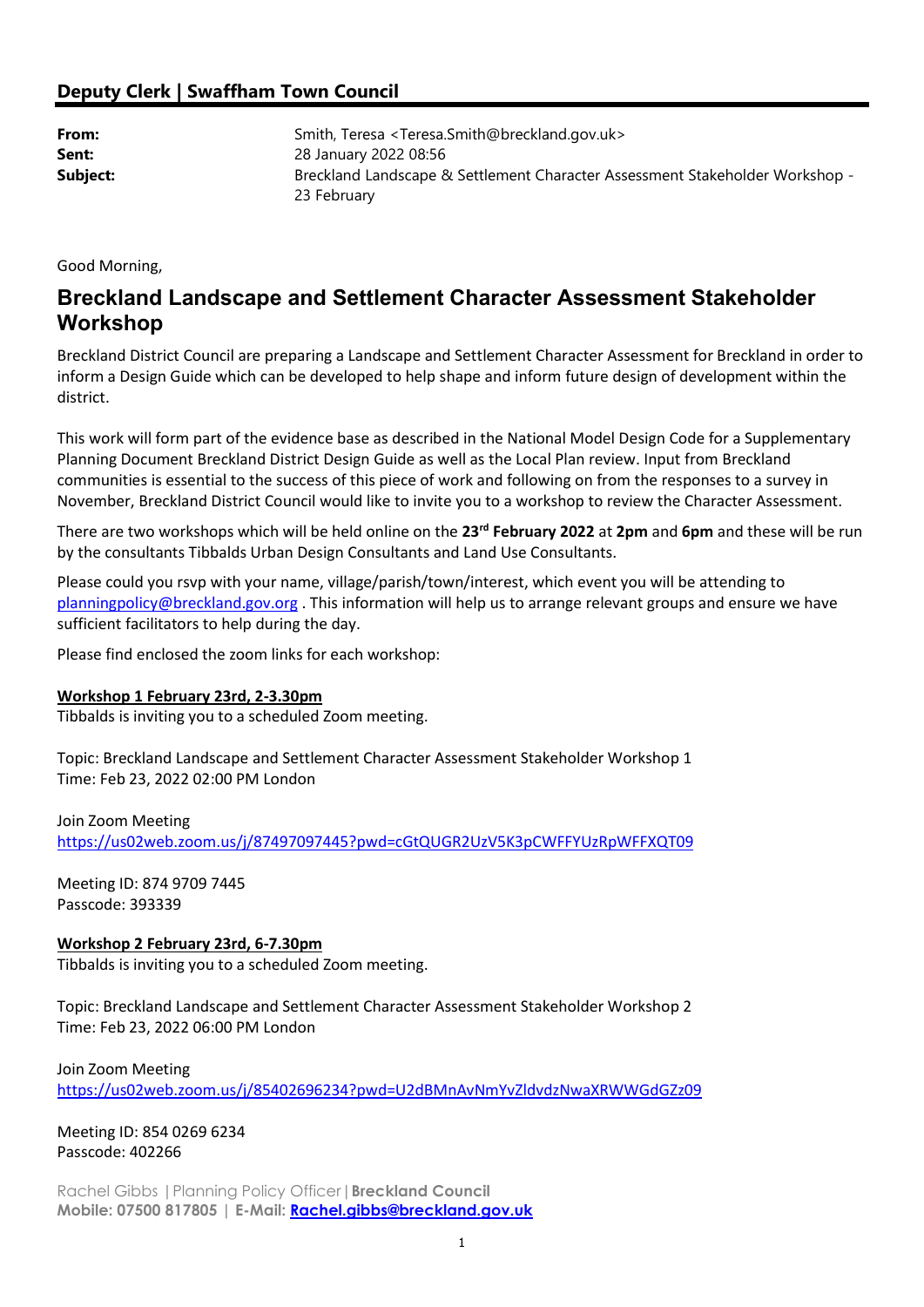## Deputy Clerk | Swaffham Town Council

| | |
|---|---|
| **From:** | Smith, Teresa <Teresa.Smith@breckland.gov.uk> |
| **Sent:** | 28 January 2022 08:56 |
| **Subject:** | Breckland Landscape & Settlement Character Assessment Stakeholder Workshop - 23 February |

Good Morning,

# Breckland Landscape and Settlement Character Assessment Stakeholder Workshop

Breckland District Council are preparing a Landscape and Settlement Character Assessment for Breckland in order to inform a Design Guide which can be developed to help shape and inform future design of development within the district.

This work will form part of the evidence base as described in the National Model Design Code for a Supplementary Planning Document Breckland District Design Guide as well as the Local Plan review. Input from Breckland communities is essential to the success of this piece of work and following on from the responses to a survey in November, Breckland District Council would like to invite you to a workshop to review the Character Assessment.

There are two workshops which will be held online on the **23rd February 2022** at **2pm** and **6pm** and these will be run by the consultants Tibbalds Urban Design Consultants and Land Use Consultants.

Please could you rsvp with your name, village/parish/town/interest, which event you will be attending to planningpolicy@breckland.gov.org . This information will help us to arrange relevant groups and ensure we have sufficient facilitators to help during the day.

Please find enclosed the zoom links for each workshop:

**Workshop 1 February 23rd, 2-3.30pm**
Tibbalds is inviting you to a scheduled Zoom meeting.

Topic: Breckland Landscape and Settlement Character Assessment Stakeholder Workshop 1
Time: Feb 23, 2022 02:00 PM London

Join Zoom Meeting
https://us02web.zoom.us/j/87497097445?pwd=cGtQUGR2UzV5K3pCWFFYUzRpWFFXQT09

Meeting ID: 874 9709 7445
Passcode: 393339

**Workshop 2 February 23rd, 6-7.30pm**
Tibbalds is inviting you to a scheduled Zoom meeting.

Topic: Breckland Landscape and Settlement Character Assessment Stakeholder Workshop 2
Time: Feb 23, 2022 06:00 PM London

Join Zoom Meeting
https://us02web.zoom.us/j/85402696234?pwd=U2dBMnAvNmYvZldvdzNwaXRWWGdGZz09

Meeting ID: 854 0269 6234
Passcode: 402266

Rachel Gibbs | Planning Policy Officer | **Breckland Council**
**Mobile: 07500 817805** | **E-Mail: Rachel.gibbs@breckland.gov.uk**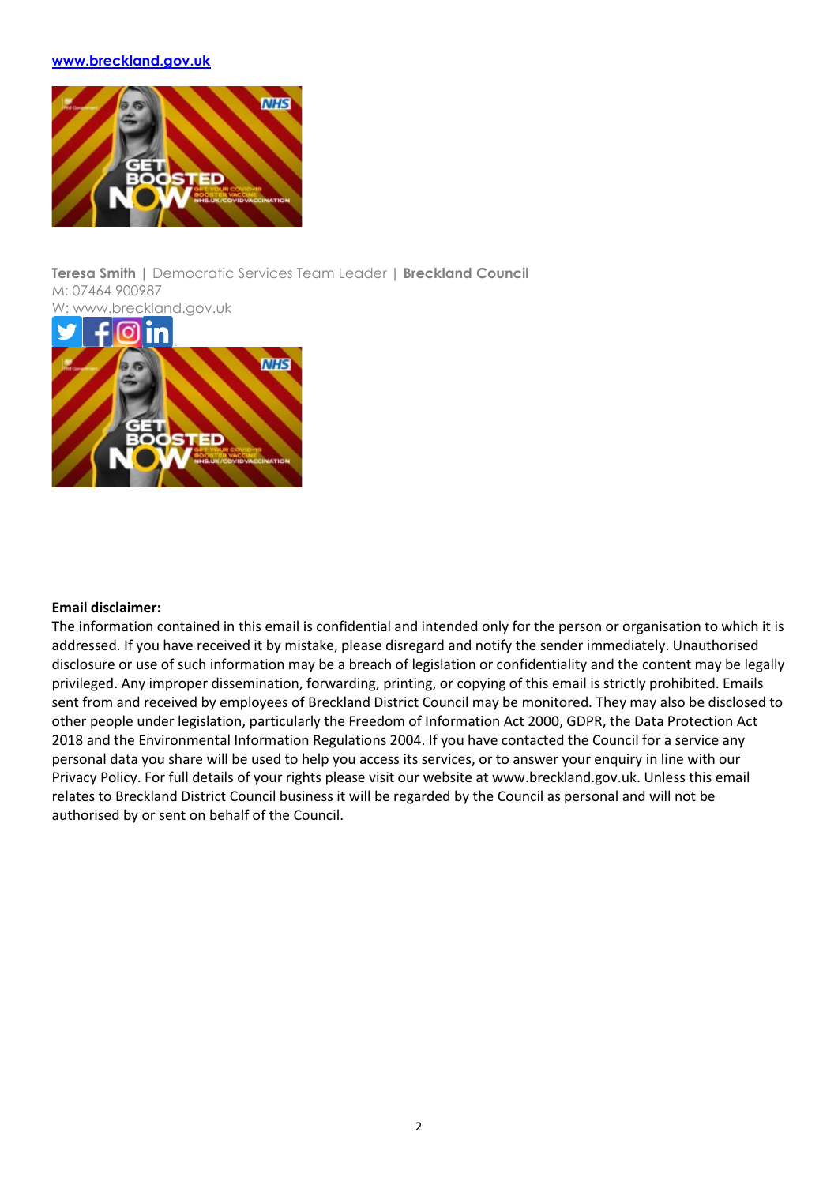[www.breckland.gov.uk](http://www.breckland.gov.uk)

**Teresa Smith** | Democratic Services Team Leader | **Breckland Council**
M: 07464 900987
W: www.breckland.gov.uk

**Email disclaimer:**
The information contained in this email is confidential and intended only for the person or organisation to which it is addressed. If you have received it by mistake, please disregard and notify the sender immediately. Unauthorised disclosure or use of such information may be a breach of legislation or confidentiality and the content may be legally privileged. Any improper dissemination, forwarding, printing, or copying of this email is strictly prohibited. Emails sent from and received by employees of Breckland District Council may be monitored. They may also be disclosed to other people under legislation, particularly the Freedom of Information Act 2000, GDPR, the Data Protection Act 2018 and the Environmental Information Regulations 2004. If you have contacted the Council for a service any personal data you share will be used to help you access its services, or to answer your enquiry in line with our Privacy Policy. For full details of your rights please visit our website at www.breckland.gov.uk. Unless this email relates to Breckland District Council business it will be regarded by the Council as personal and will not be authorised by or sent on behalf of the Council.